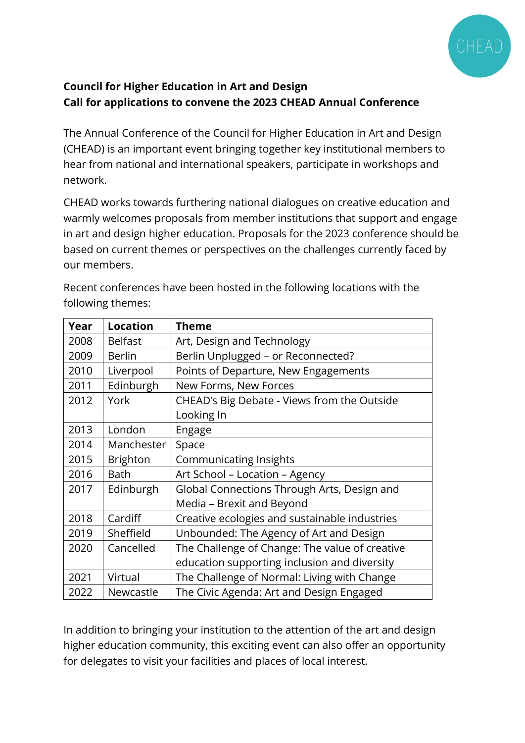**Council for Higher Education in Art and Design**
**Call for applications to convene the 2023 CHEAD Annual Conference**

The Annual Conference of the Council for Higher Education in Art and Design (CHEAD) is an important event bringing together key institutional members to hear from national and international speakers, participate in workshops and network.

CHEAD works towards furthering national dialogues on creative education and warmly welcomes proposals from member institutions that support and engage in art and design higher education. Proposals for the 2023 conference should be based on current themes or perspectives on the challenges currently faced by our members.

Recent conferences have been hosted in the following locations with the following themes:

| Year | Location | Theme |
|---|---|---|
| 2008 | Belfast | Art, Design and Technology |
| 2009 | Berlin | Berlin Unplugged – or Reconnected? |
| 2010 | Liverpool | Points of Departure, New Engagements |
| 2011 | Edinburgh | New Forms, New Forces |
| 2012 | York | CHEAD's Big Debate - Views from the Outside Looking In |
| 2013 | London | Engage |
| 2014 | Manchester | Space |
| 2015 | Brighton | Communicating Insights |
| 2016 | Bath | Art School – Location – Agency |
| 2017 | Edinburgh | Global Connections Through Arts, Design and Media – Brexit and Beyond |
| 2018 | Cardiff | Creative ecologies and sustainable industries |
| 2019 | Sheffield | Unbounded: The Agency of Art and Design |
| 2020 | Cancelled | The Challenge of Change: The value of creative education supporting inclusion and diversity |
| 2021 | Virtual | The Challenge of Normal: Living with Change |
| 2022 | Newcastle | The Civic Agenda: Art and Design Engaged |

In addition to bringing your institution to the attention of the art and design higher education community, this exciting event can also offer an opportunity for delegates to visit your facilities and places of local interest.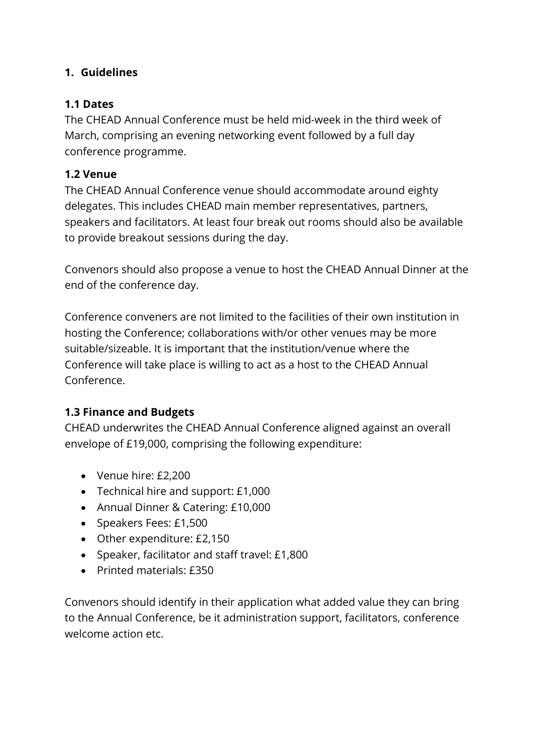## 1. Guidelines

### 1.1 Dates

The CHEAD Annual Conference must be held mid-week in the third week of March, comprising an evening networking event followed by a full day conference programme.

### 1.2 Venue

The CHEAD Annual Conference venue should accommodate around eighty delegates. This includes CHEAD main member representatives, partners, speakers and facilitators. At least four break out rooms should also be available to provide breakout sessions during the day.

Convenors should also propose a venue to host the CHEAD Annual Dinner at the end of the conference day.

Conference conveners are not limited to the facilities of their own institution in hosting the Conference; collaborations with/or other venues may be more suitable/sizeable. It is important that the institution/venue where the Conference will take place is willing to act as a host to the CHEAD Annual Conference.

### 1.3 Finance and Budgets

CHEAD underwrites the CHEAD Annual Conference aligned against an overall envelope of £19,000, comprising the following expenditure:

- Venue hire: £2,200
- Technical hire and support: £1,000
- Annual Dinner & Catering: £10,000
- Speakers Fees: £1,500
- Other expenditure: £2,150
- Speaker, facilitator and staff travel: £1,800
- Printed materials: £350

Convenors should identify in their application what added value they can bring to the Annual Conference, be it administration support, facilitators, conference welcome action etc.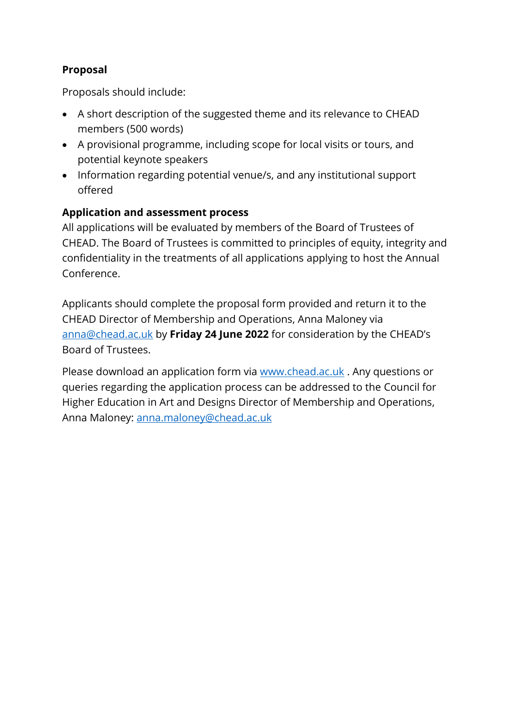**Proposal**

Proposals should include:

- A short description of the suggested theme and its relevance to CHEAD members (500 words)
- A provisional programme, including scope for local visits or tours, and potential keynote speakers
- Information regarding potential venue/s, and any institutional support offered

**Application and assessment process**

All applications will be evaluated by members of the Board of Trustees of CHEAD. The Board of Trustees is committed to principles of equity, integrity and confidentiality in the treatments of all applications applying to host the Annual Conference.

Applicants should complete the proposal form provided and return it to the CHEAD Director of Membership and Operations, Anna Maloney via anna@chead.ac.uk by **Friday 24 June 2022** for consideration by the CHEAD's Board of Trustees.

Please download an application form via www.chead.ac.uk . Any questions or queries regarding the application process can be addressed to the Council for Higher Education in Art and Designs Director of Membership and Operations, Anna Maloney: anna.maloney@chead.ac.uk